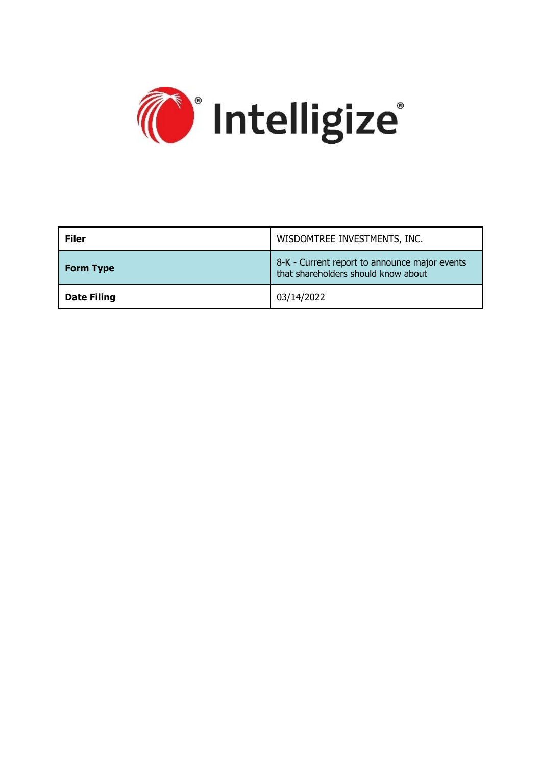Intelligize®

| Filer | WISDOMTREE INVESTMENTS, INC. |
|---|---|
| Form Type | 8-K - Current report to announce major events that shareholders should know about |
| Date Filing | 03/14/2022 |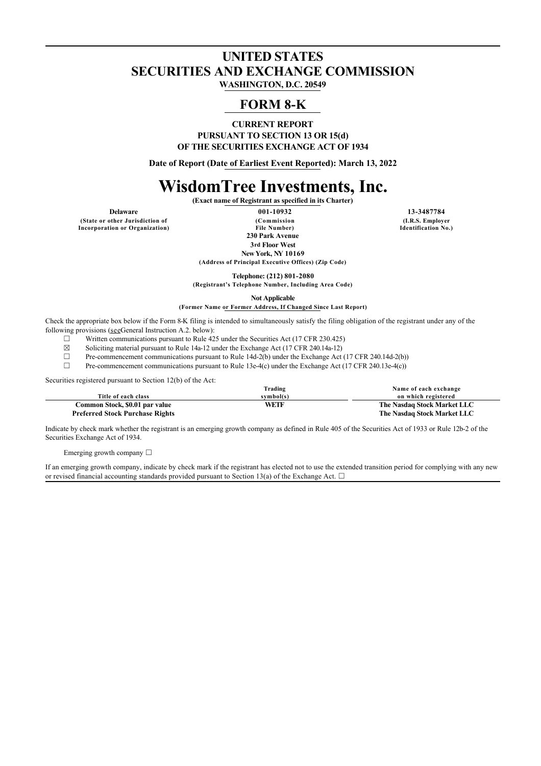# UNITED STATES
# SECURITIES AND EXCHANGE COMMISSION

**WASHINGTON, D.C. 20549**

## FORM 8-K

**CURRENT REPORT**
**PURSUANT TO SECTION 13 OR 15(d)**
**OF THE SECURITIES EXCHANGE ACT OF 1934**

**Date of Report (Date of Earliest Event Reported): March 13, 2022**

# WisdomTree Investments, Inc.

**(Exact name of Registrant as specified in its Charter)**

| Delaware | 001-10932 | 13-3487784 |
|---|---|---|
| (State or other Jurisdiction of Incorporation or Organization) | (Commission File Number) | (I.R.S. Employer Identification No.) |

**230 Park Avenue**
**3rd Floor West**
**New York, NY 10169**
**(Address of Principal Executive Offices) (Zip Code)**

**Telephone: (212) 801-2080**
**(Registrant's Telephone Number, Including Area Code)**

**Not Applicable**
**(Former Name or Former Address, If Changed Since Last Report)**

Check the appropriate box below if the Form 8-K filing is intended to simultaneously satisfy the filing obligation of the registrant under any of the following provisions (see General Instruction A.2. below):

☐ Written communications pursuant to Rule 425 under the Securities Act (17 CFR 230.425)

☒ Soliciting material pursuant to Rule 14a-12 under the Exchange Act (17 CFR 240.14a-12)

☐ Pre-commencement communications pursuant to Rule 14d-2(b) under the Exchange Act (17 CFR 240.14d-2(b))

☐ Pre-commencement communications pursuant to Rule 13e-4(c) under the Exchange Act (17 CFR 240.13e-4(c))

Securities registered pursuant to Section 12(b) of the Act:

| Title of each class | Trading symbol(s) | Name of each exchange on which registered |
|---|---|---|
| **Common Stock, $0.01 par value** | **WETF** | **The Nasdaq Stock Market LLC** |
| **Preferred Stock Purchase Rights** | | **The Nasdaq Stock Market LLC** |

Indicate by check mark whether the registrant is an emerging growth company as defined in Rule 405 of the Securities Act of 1933 or Rule 12b-2 of the Securities Exchange Act of 1934.

Emerging growth company ☐

If an emerging growth company, indicate by check mark if the registrant has elected not to use the extended transition period for complying with any new or revised financial accounting standards provided pursuant to Section 13(a) of the Exchange Act. ☐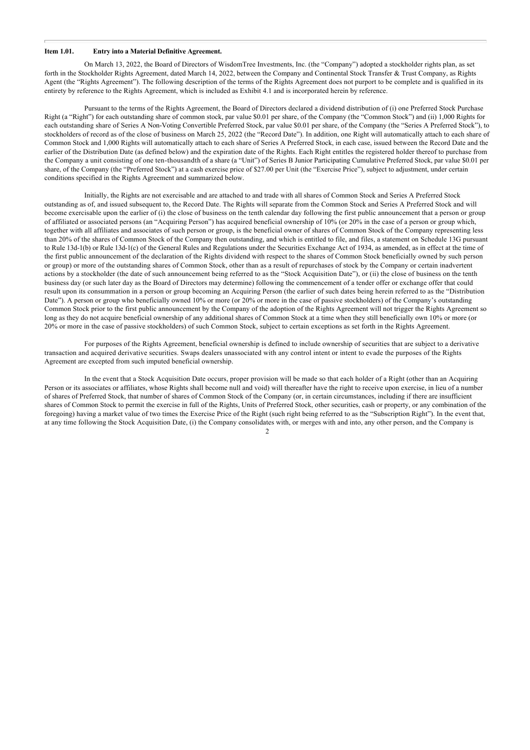**Item 1.01. Entry into a Material Definitive Agreement.**

On March 13, 2022, the Board of Directors of WisdomTree Investments, Inc. (the "Company") adopted a stockholder rights plan, as set forth in the Stockholder Rights Agreement, dated March 14, 2022, between the Company and Continental Stock Transfer & Trust Company, as Rights Agent (the "Rights Agreement"). The following description of the terms of the Rights Agreement does not purport to be complete and is qualified in its entirety by reference to the Rights Agreement, which is included as Exhibit 4.1 and is incorporated herein by reference.

Pursuant to the terms of the Rights Agreement, the Board of Directors declared a dividend distribution of (i) one Preferred Stock Purchase Right (a "Right") for each outstanding share of common stock, par value $0.01 per share, of the Company (the "Common Stock") and (ii) 1,000 Rights for each outstanding share of Series A Non-Voting Convertible Preferred Stock, par value $0.01 per share, of the Company (the "Series A Preferred Stock"), to stockholders of record as of the close of business on March 25, 2022 (the "Record Date"). In addition, one Right will automatically attach to each share of Common Stock and 1,000 Rights will automatically attach to each share of Series A Preferred Stock, in each case, issued between the Record Date and the earlier of the Distribution Date (as defined below) and the expiration date of the Rights. Each Right entitles the registered holder thereof to purchase from the Company a unit consisting of one ten-thousandth of a share (a "Unit") of Series B Junior Participating Cumulative Preferred Stock, par value $0.01 per share, of the Company (the "Preferred Stock") at a cash exercise price of $27.00 per Unit (the "Exercise Price"), subject to adjustment, under certain conditions specified in the Rights Agreement and summarized below.

Initially, the Rights are not exercisable and are attached to and trade with all shares of Common Stock and Series A Preferred Stock outstanding as of, and issued subsequent to, the Record Date. The Rights will separate from the Common Stock and Series A Preferred Stock and will become exercisable upon the earlier of (i) the close of business on the tenth calendar day following the first public announcement that a person or group of affiliated or associated persons (an "Acquiring Person") has acquired beneficial ownership of 10% (or 20% in the case of a person or group which, together with all affiliates and associates of such person or group, is the beneficial owner of shares of Common Stock of the Company representing less than 20% of the shares of Common Stock of the Company then outstanding, and which is entitled to file, and files, a statement on Schedule 13G pursuant to Rule 13d-1(b) or Rule 13d-1(c) of the General Rules and Regulations under the Securities Exchange Act of 1934, as amended, as in effect at the time of the first public announcement of the declaration of the Rights dividend with respect to the shares of Common Stock beneficially owned by such person or group) or more of the outstanding shares of Common Stock, other than as a result of repurchases of stock by the Company or certain inadvertent actions by a stockholder (the date of such announcement being referred to as the "Stock Acquisition Date"), or (ii) the close of business on the tenth business day (or such later day as the Board of Directors may determine) following the commencement of a tender offer or exchange offer that could result upon its consummation in a person or group becoming an Acquiring Person (the earlier of such dates being herein referred to as the "Distribution Date"). A person or group who beneficially owned 10% or more (or 20% or more in the case of passive stockholders) of the Company's outstanding Common Stock prior to the first public announcement by the Company of the adoption of the Rights Agreement will not trigger the Rights Agreement so long as they do not acquire beneficial ownership of any additional shares of Common Stock at a time when they still beneficially own 10% or more (or 20% or more in the case of passive stockholders) of such Common Stock, subject to certain exceptions as set forth in the Rights Agreement.

For purposes of the Rights Agreement, beneficial ownership is defined to include ownership of securities that are subject to a derivative transaction and acquired derivative securities. Swaps dealers unassociated with any control intent or intent to evade the purposes of the Rights Agreement are excepted from such imputed beneficial ownership.

In the event that a Stock Acquisition Date occurs, proper provision will be made so that each holder of a Right (other than an Acquiring Person or its associates or affiliates, whose Rights shall become null and void) will thereafter have the right to receive upon exercise, in lieu of a number of shares of Preferred Stock, that number of shares of Common Stock of the Company (or, in certain circumstances, including if there are insufficient shares of Common Stock to permit the exercise in full of the Rights, Units of Preferred Stock, other securities, cash or property, or any combination of the foregoing) having a market value of two times the Exercise Price of the Right (such right being referred to as the "Subscription Right"). In the event that, at any time following the Stock Acquisition Date, (i) the Company consolidates with, or merges with and into, any other person, and the Company is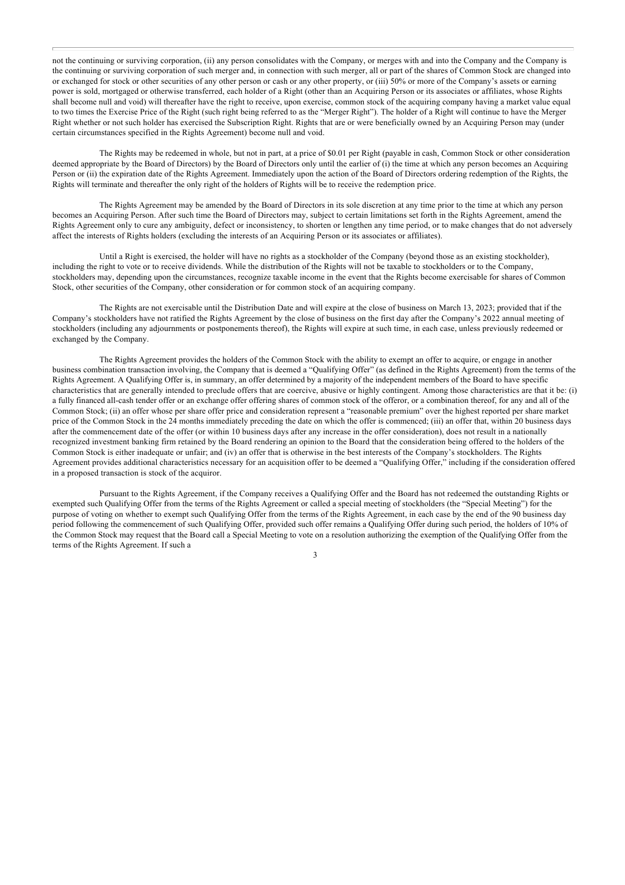not the continuing or surviving corporation, (ii) any person consolidates with the Company, or merges with and into the Company and the Company is the continuing or surviving corporation of such merger and, in connection with such merger, all or part of the shares of Common Stock are changed into or exchanged for stock or other securities of any other person or cash or any other property, or (iii) 50% or more of the Company's assets or earning power is sold, mortgaged or otherwise transferred, each holder of a Right (other than an Acquiring Person or its associates or affiliates, whose Rights shall become null and void) will thereafter have the right to receive, upon exercise, common stock of the acquiring company having a market value equal to two times the Exercise Price of the Right (such right being referred to as the "Merger Right"). The holder of a Right will continue to have the Merger Right whether or not such holder has exercised the Subscription Right. Rights that are or were beneficially owned by an Acquiring Person may (under certain circumstances specified in the Rights Agreement) become null and void.

The Rights may be redeemed in whole, but not in part, at a price of $0.01 per Right (payable in cash, Common Stock or other consideration deemed appropriate by the Board of Directors) by the Board of Directors only until the earlier of (i) the time at which any person becomes an Acquiring Person or (ii) the expiration date of the Rights Agreement. Immediately upon the action of the Board of Directors ordering redemption of the Rights, the Rights will terminate and thereafter the only right of the holders of Rights will be to receive the redemption price.

The Rights Agreement may be amended by the Board of Directors in its sole discretion at any time prior to the time at which any person becomes an Acquiring Person. After such time the Board of Directors may, subject to certain limitations set forth in the Rights Agreement, amend the Rights Agreement only to cure any ambiguity, defect or inconsistency, to shorten or lengthen any time period, or to make changes that do not adversely affect the interests of Rights holders (excluding the interests of an Acquiring Person or its associates or affiliates).

Until a Right is exercised, the holder will have no rights as a stockholder of the Company (beyond those as an existing stockholder), including the right to vote or to receive dividends. While the distribution of the Rights will not be taxable to stockholders or to the Company, stockholders may, depending upon the circumstances, recognize taxable income in the event that the Rights become exercisable for shares of Common Stock, other securities of the Company, other consideration or for common stock of an acquiring company.

The Rights are not exercisable until the Distribution Date and will expire at the close of business on March 13, 2023; provided that if the Company's stockholders have not ratified the Rights Agreement by the close of business on the first day after the Company's 2022 annual meeting of stockholders (including any adjournments or postponements thereof), the Rights will expire at such time, in each case, unless previously redeemed or exchanged by the Company.

The Rights Agreement provides the holders of the Common Stock with the ability to exempt an offer to acquire, or engage in another business combination transaction involving, the Company that is deemed a "Qualifying Offer" (as defined in the Rights Agreement) from the terms of the Rights Agreement. A Qualifying Offer is, in summary, an offer determined by a majority of the independent members of the Board to have specific characteristics that are generally intended to preclude offers that are coercive, abusive or highly contingent. Among those characteristics are that it be: (i) a fully financed all-cash tender offer or an exchange offer offering shares of common stock of the offeror, or a combination thereof, for any and all of the Common Stock; (ii) an offer whose per share offer price and consideration represent a "reasonable premium" over the highest reported per share market price of the Common Stock in the 24 months immediately preceding the date on which the offer is commenced; (iii) an offer that, within 20 business days after the commencement date of the offer (or within 10 business days after any increase in the offer consideration), does not result in a nationally recognized investment banking firm retained by the Board rendering an opinion to the Board that the consideration being offered to the holders of the Common Stock is either inadequate or unfair; and (iv) an offer that is otherwise in the best interests of the Company's stockholders. The Rights Agreement provides additional characteristics necessary for an acquisition offer to be deemed a "Qualifying Offer," including if the consideration offered in a proposed transaction is stock of the acquiror.

Pursuant to the Rights Agreement, if the Company receives a Qualifying Offer and the Board has not redeemed the outstanding Rights or exempted such Qualifying Offer from the terms of the Rights Agreement or called a special meeting of stockholders (the "Special Meeting") for the purpose of voting on whether to exempt such Qualifying Offer from the terms of the Rights Agreement, in each case by the end of the 90 business day period following the commencement of such Qualifying Offer, provided such offer remains a Qualifying Offer during such period, the holders of 10% of the Common Stock may request that the Board call a Special Meeting to vote on a resolution authorizing the exemption of the Qualifying Offer from the terms of the Rights Agreement. If such a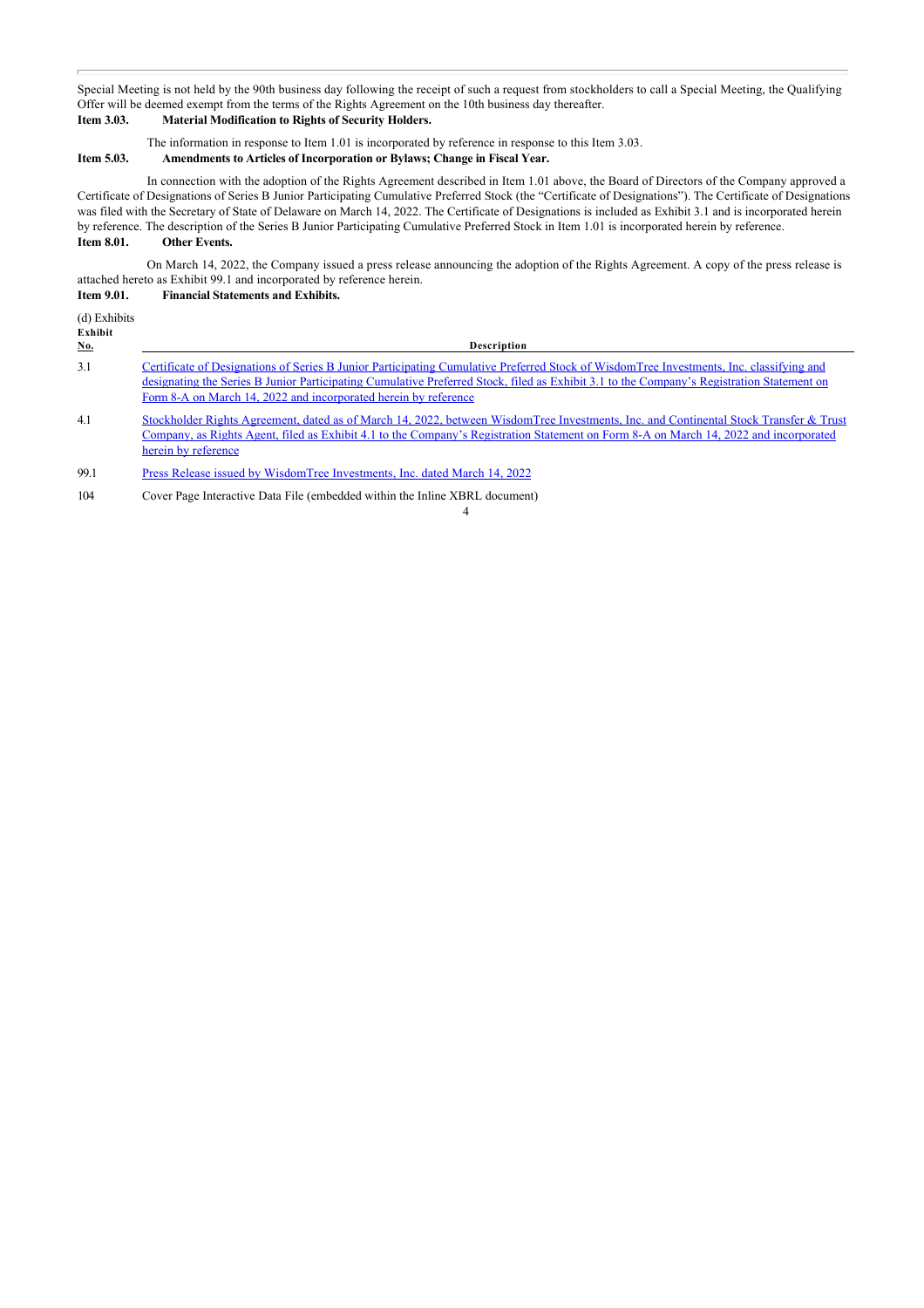Special Meeting is not held by the 90th business day following the receipt of such a request from stockholders to call a Special Meeting, the Qualifying Offer will be deemed exempt from the terms of the Rights Agreement on the 10th business day thereafter.

**Item 3.03. Material Modification to Rights of Security Holders.**

The information in response to Item 1.01 is incorporated by reference in response to this Item 3.03.

**Item 5.03. Amendments to Articles of Incorporation or Bylaws; Change in Fiscal Year.**

In connection with the adoption of the Rights Agreement described in Item 1.01 above, the Board of Directors of the Company approved a Certificate of Designations of Series B Junior Participating Cumulative Preferred Stock (the "Certificate of Designations"). The Certificate of Designations was filed with the Secretary of State of Delaware on March 14, 2022. The Certificate of Designations is included as Exhibit 3.1 and is incorporated herein by reference. The description of the Series B Junior Participating Cumulative Preferred Stock in Item 1.01 is incorporated herein by reference.

**Item 8.01. Other Events.**

On March 14, 2022, the Company issued a press release announcing the adoption of the Rights Agreement. A copy of the press release is attached hereto as Exhibit 99.1 and incorporated by reference herein.

**Item 9.01. Financial Statements and Exhibits.**

(d) Exhibits

| Exhibit No. | Description |
|---|---|
| 3.1 | Certificate of Designations of Series B Junior Participating Cumulative Preferred Stock of WisdomTree Investments, Inc. classifying and designating the Series B Junior Participating Cumulative Preferred Stock, filed as Exhibit 3.1 to the Company's Registration Statement on Form 8-A on March 14, 2022 and incorporated herein by reference |
| 4.1 | Stockholder Rights Agreement, dated as of March 14, 2022, between WisdomTree Investments, Inc. and Continental Stock Transfer & Trust Company, as Rights Agent, filed as Exhibit 4.1 to the Company's Registration Statement on Form 8-A on March 14, 2022 and incorporated herein by reference |
| 99.1 | Press Release issued by WisdomTree Investments, Inc. dated March 14, 2022 |
| 104 | Cover Page Interactive Data File (embedded within the Inline XBRL document) |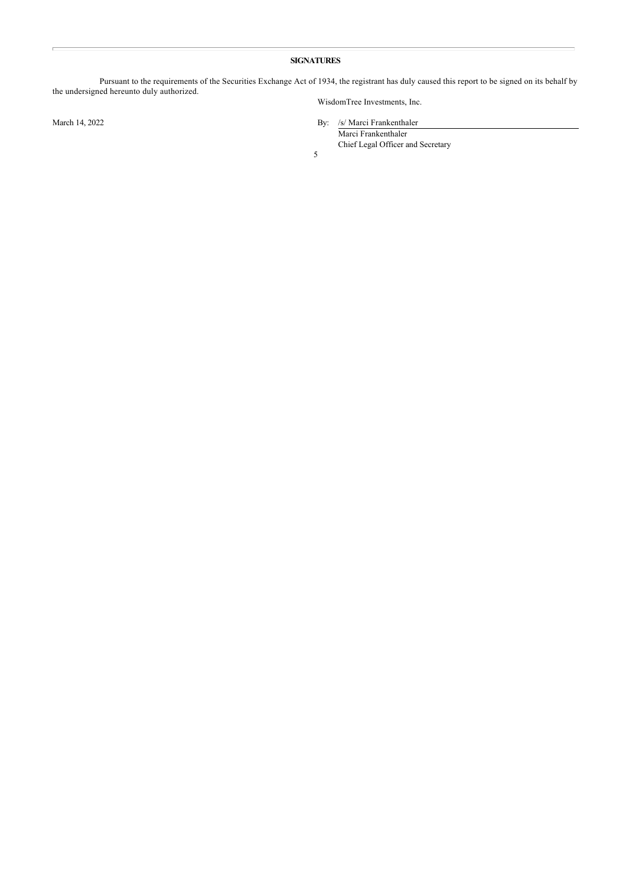**SIGNATURES**

Pursuant to the requirements of the Securities Exchange Act of 1934, the registrant has duly caused this report to be signed on its behalf by the undersigned hereunto duly authorized.

WisdomTree Investments, Inc.

March 14, 2022

By: /s/ Marci Frankenthaler
Marci Frankenthaler
Chief Legal Officer and Secretary